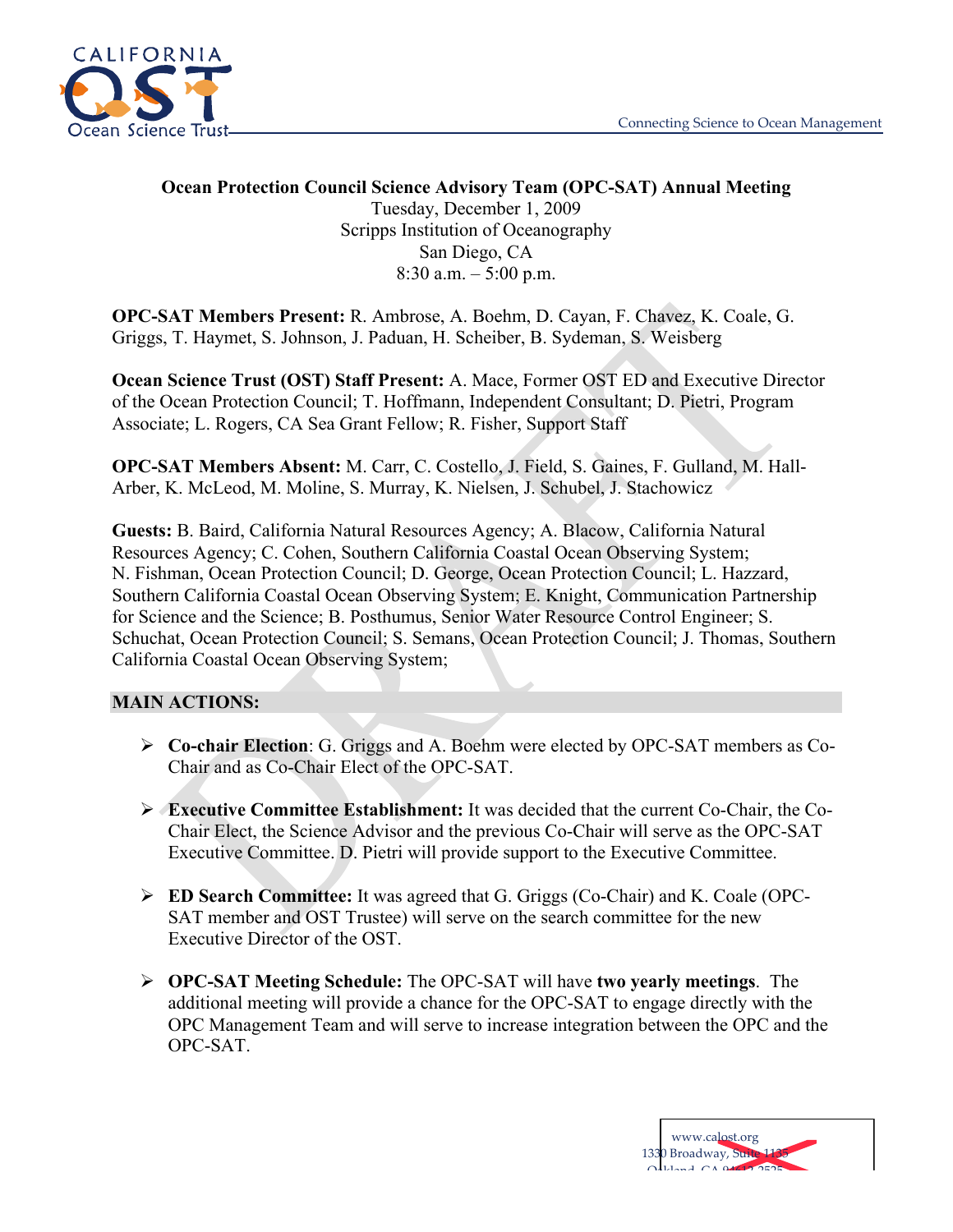**Ocean Protection Council Science Advisory Team (OPC-SAT) Annual Meeting**
Tuesday, December 1, 2009
Scripps Institution of Oceanography
San Diego, CA
8:30 a.m. – 5:00 p.m.

**OPC-SAT Members Present:** R. Ambrose, A. Boehm, D. Cayan, F. Chavez, K. Coale, G. Griggs, T. Haymet, S. Johnson, J. Paduan, H. Scheiber, B. Sydeman, S. Weisberg

**Ocean Science Trust (OST) Staff Present:** A. Mace, Former OST ED and Executive Director of the Ocean Protection Council; T. Hoffmann, Independent Consultant; D. Pietri, Program Associate; L. Rogers, CA Sea Grant Fellow; R. Fisher, Support Staff

**OPC-SAT Members Absent:** M. Carr, C. Costello, J. Field, S. Gaines, F. Gulland, M. Hall-Arber, K. McLeod, M. Moline, S. Murray, K. Nielsen, J. Schubel, J. Stachowicz

**Guests:** B. Baird, California Natural Resources Agency; A. Blacow, California Natural Resources Agency; C. Cohen, Southern California Coastal Ocean Observing System; N. Fishman, Ocean Protection Council; D. George, Ocean Protection Council; L. Hazzard, Southern California Coastal Ocean Observing System; E. Knight, Communication Partnership for Science and the Science; B. Posthumus, Senior Water Resource Control Engineer; S. Schuchat, Ocean Protection Council; S. Semans, Ocean Protection Council; J. Thomas, Southern California Coastal Ocean Observing System;

## MAIN ACTIONS:

- **Co-chair Election**: G. Griggs and A. Boehm were elected by OPC-SAT members as Co-Chair and as Co-Chair Elect of the OPC-SAT.

- **Executive Committee Establishment:** It was decided that the current Co-Chair, the Co-Chair Elect, the Science Advisor and the previous Co-Chair will serve as the OPC-SAT Executive Committee. D. Pietri will provide support to the Executive Committee.

- **ED Search Committee:** It was agreed that G. Griggs (Co-Chair) and K. Coale (OPC-SAT member and OST Trustee) will serve on the search committee for the new Executive Director of the OST.

- **OPC-SAT Meeting Schedule:** The OPC-SAT will have **two yearly meetings**. The additional meeting will provide a chance for the OPC-SAT to engage directly with the OPC Management Team and will serve to increase integration between the OPC and the OPC-SAT.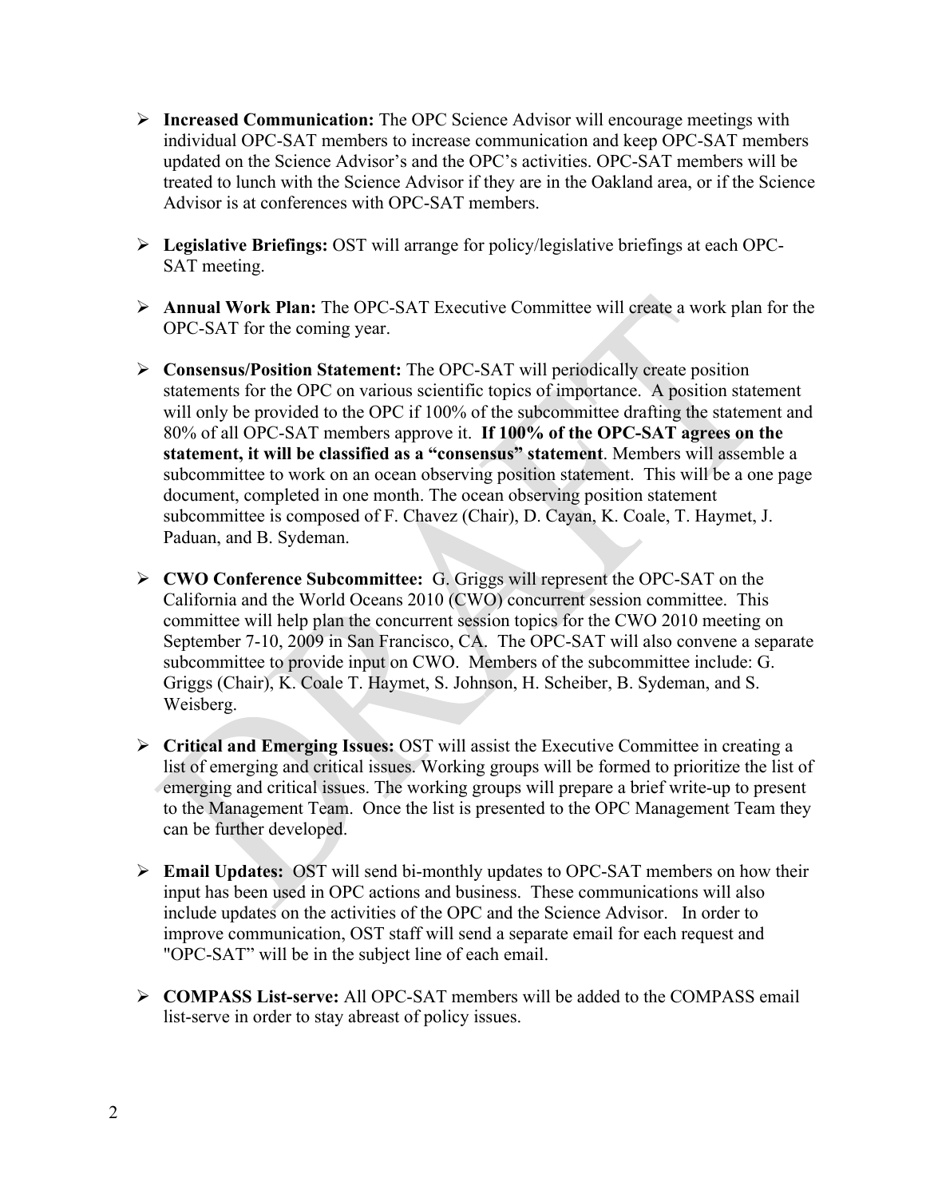- **Increased Communication:** The OPC Science Advisor will encourage meetings with individual OPC-SAT members to increase communication and keep OPC-SAT members updated on the Science Advisor's and the OPC's activities. OPC-SAT members will be treated to lunch with the Science Advisor if they are in the Oakland area, or if the Science Advisor is at conferences with OPC-SAT members.

- **Legislative Briefings:** OST will arrange for policy/legislative briefings at each OPC-SAT meeting.

- **Annual Work Plan:** The OPC-SAT Executive Committee will create a work plan for the OPC-SAT for the coming year.

- **Consensus/Position Statement:** The OPC-SAT will periodically create position statements for the OPC on various scientific topics of importance. A position statement will only be provided to the OPC if 100% of the subcommittee drafting the statement and 80% of all OPC-SAT members approve it. **If 100% of the OPC-SAT agrees on the statement, it will be classified as a "consensus" statement**. Members will assemble a subcommittee to work on an ocean observing position statement. This will be a one page document, completed in one month. The ocean observing position statement subcommittee is composed of F. Chavez (Chair), D. Cayan, K. Coale, T. Haymet, J. Paduan, and B. Sydeman.

- **CWO Conference Subcommittee:** G. Griggs will represent the OPC-SAT on the California and the World Oceans 2010 (CWO) concurrent session committee. This committee will help plan the concurrent session topics for the CWO 2010 meeting on September 7-10, 2009 in San Francisco, CA. The OPC-SAT will also convene a separate subcommittee to provide input on CWO. Members of the subcommittee include: G. Griggs (Chair), K. Coale T. Haymet, S. Johnson, H. Scheiber, B. Sydeman, and S. Weisberg.

- **Critical and Emerging Issues:** OST will assist the Executive Committee in creating a list of emerging and critical issues. Working groups will be formed to prioritize the list of emerging and critical issues. The working groups will prepare a brief write-up to present to the Management Team. Once the list is presented to the OPC Management Team they can be further developed.

- **Email Updates:** OST will send bi-monthly updates to OPC-SAT members on how their input has been used in OPC actions and business. These communications will also include updates on the activities of the OPC and the Science Advisor. In order to improve communication, OST staff will send a separate email for each request and "OPC-SAT" will be in the subject line of each email.

- **COMPASS List-serve:** All OPC-SAT members will be added to the COMPASS email list-serve in order to stay abreast of policy issues.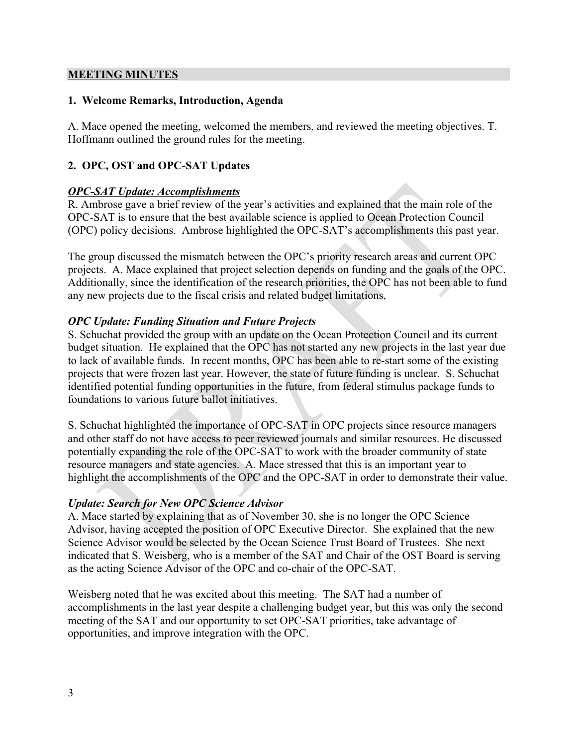## MEETING MINUTES

### 1. Welcome Remarks, Introduction, Agenda

A. Mace opened the meeting, welcomed the members, and reviewed the meeting objectives. T. Hoffmann outlined the ground rules for the meeting.

### 2. OPC, OST and OPC-SAT Updates

***OPC-SAT Update: Accomplishments***

R. Ambrose gave a brief review of the year's activities and explained that the main role of the OPC-SAT is to ensure that the best available science is applied to Ocean Protection Council (OPC) policy decisions. Ambrose highlighted the OPC-SAT's accomplishments this past year.

The group discussed the mismatch between the OPC's priority research areas and current OPC projects. A. Mace explained that project selection depends on funding and the goals of the OPC. Additionally, since the identification of the research priorities, the OPC has not been able to fund any new projects due to the fiscal crisis and related budget limitations.

***OPC Update: Funding Situation and Future Projects***

S. Schuchat provided the group with an update on the Ocean Protection Council and its current budget situation. He explained that the OPC has not started any new projects in the last year due to lack of available funds. In recent months, OPC has been able to re-start some of the existing projects that were frozen last year. However, the state of future funding is unclear. S. Schuchat identified potential funding opportunities in the future, from federal stimulus package funds to foundations to various future ballot initiatives.

S. Schuchat highlighted the importance of OPC-SAT in OPC projects since resource managers and other staff do not have access to peer reviewed journals and similar resources. He discussed potentially expanding the role of the OPC-SAT to work with the broader community of state resource managers and state agencies. A. Mace stressed that this is an important year to highlight the accomplishments of the OPC and the OPC-SAT in order to demonstrate their value.

***Update: Search for New OPC Science Advisor***

A. Mace started by explaining that as of November 30, she is no longer the OPC Science Advisor, having accepted the position of OPC Executive Director. She explained that the new Science Advisor would be selected by the Ocean Science Trust Board of Trustees. She next indicated that S. Weisberg, who is a member of the SAT and Chair of the OST Board is serving as the acting Science Advisor of the OPC and co-chair of the OPC-SAT.

Weisberg noted that he was excited about this meeting. The SAT had a number of accomplishments in the last year despite a challenging budget year, but this was only the second meeting of the SAT and our opportunity to set OPC-SAT priorities, take advantage of opportunities, and improve integration with the OPC.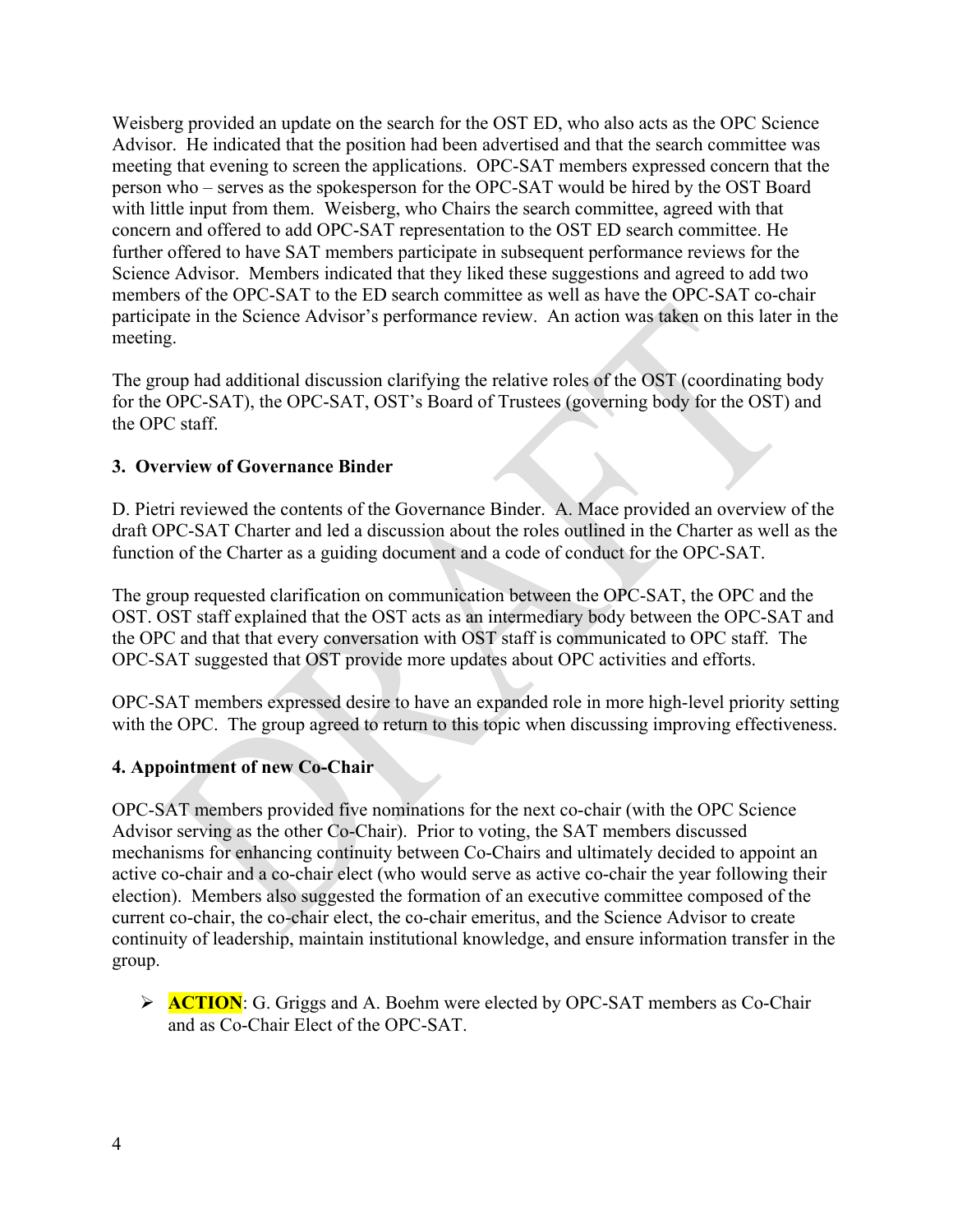Weisberg provided an update on the search for the OST ED, who also acts as the OPC Science Advisor. He indicated that the position had been advertised and that the search committee was meeting that evening to screen the applications. OPC-SAT members expressed concern that the person who – serves as the spokesperson for the OPC-SAT would be hired by the OST Board with little input from them. Weisberg, who Chairs the search committee, agreed with that concern and offered to add OPC-SAT representation to the OST ED search committee. He further offered to have SAT members participate in subsequent performance reviews for the Science Advisor. Members indicated that they liked these suggestions and agreed to add two members of the OPC-SAT to the ED search committee as well as have the OPC-SAT co-chair participate in the Science Advisor's performance review. An action was taken on this later in the meeting.

The group had additional discussion clarifying the relative roles of the OST (coordinating body for the OPC-SAT), the OPC-SAT, OST's Board of Trustees (governing body for the OST) and the OPC staff.

### 3. Overview of Governance Binder

D. Pietri reviewed the contents of the Governance Binder. A. Mace provided an overview of the draft OPC-SAT Charter and led a discussion about the roles outlined in the Charter as well as the function of the Charter as a guiding document and a code of conduct for the OPC-SAT.

The group requested clarification on communication between the OPC-SAT, the OPC and the OST. OST staff explained that the OST acts as an intermediary body between the OPC-SAT and the OPC and that that every conversation with OST staff is communicated to OPC staff. The OPC-SAT suggested that OST provide more updates about OPC activities and efforts.

OPC-SAT members expressed desire to have an expanded role in more high-level priority setting with the OPC. The group agreed to return to this topic when discussing improving effectiveness.

### 4. Appointment of new Co-Chair

OPC-SAT members provided five nominations for the next co-chair (with the OPC Science Advisor serving as the other Co-Chair). Prior to voting, the SAT members discussed mechanisms for enhancing continuity between Co-Chairs and ultimately decided to appoint an active co-chair and a co-chair elect (who would serve as active co-chair the year following their election). Members also suggested the formation of an executive committee composed of the current co-chair, the co-chair elect, the co-chair emeritus, and the Science Advisor to create continuity of leadership, maintain institutional knowledge, and ensure information transfer in the group.

- **ACTION**: G. Griggs and A. Boehm were elected by OPC-SAT members as Co-Chair and as Co-Chair Elect of the OPC-SAT.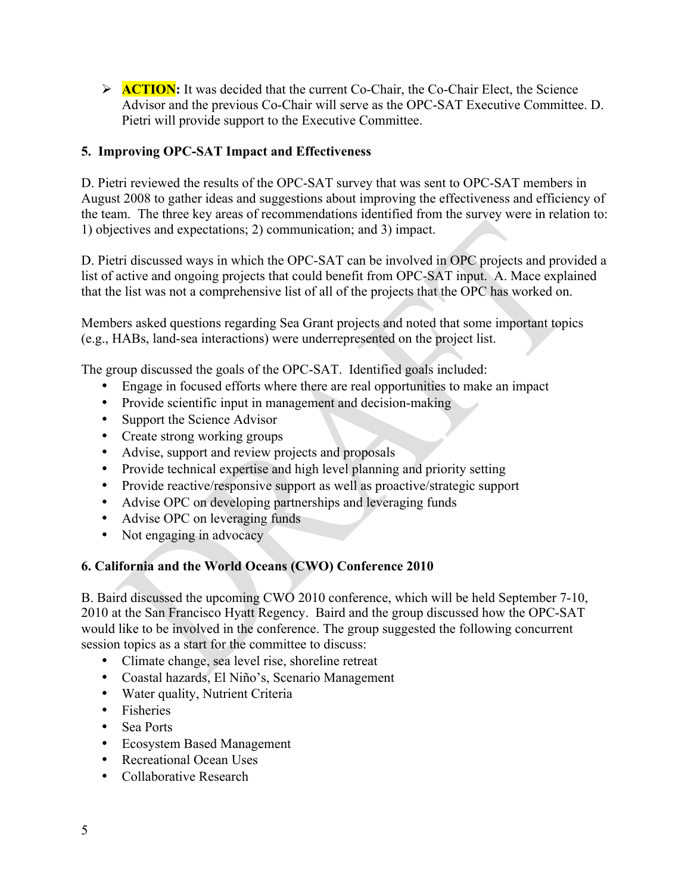- **ACTION:** It was decided that the current Co-Chair, the Co-Chair Elect, the Science Advisor and the previous Co-Chair will serve as the OPC-SAT Executive Committee. D. Pietri will provide support to the Executive Committee.

**5. Improving OPC-SAT Impact and Effectiveness**

D. Pietri reviewed the results of the OPC-SAT survey that was sent to OPC-SAT members in August 2008 to gather ideas and suggestions about improving the effectiveness and efficiency of the team. The three key areas of recommendations identified from the survey were in relation to: 1) objectives and expectations; 2) communication; and 3) impact.

D. Pietri discussed ways in which the OPC-SAT can be involved in OPC projects and provided a list of active and ongoing projects that could benefit from OPC-SAT input. A. Mace explained that the list was not a comprehensive list of all of the projects that the OPC has worked on.

Members asked questions regarding Sea Grant projects and noted that some important topics (e.g., HABs, land-sea interactions) were underrepresented on the project list.

The group discussed the goals of the OPC-SAT. Identified goals included:

- Engage in focused efforts where there are real opportunities to make an impact
- Provide scientific input in management and decision-making
- Support the Science Advisor
- Create strong working groups
- Advise, support and review projects and proposals
- Provide technical expertise and high level planning and priority setting
- Provide reactive/responsive support as well as proactive/strategic support
- Advise OPC on developing partnerships and leveraging funds
- Advise OPC on leveraging funds
- Not engaging in advocacy

**6. California and the World Oceans (CWO) Conference 2010**

B. Baird discussed the upcoming CWO 2010 conference, which will be held September 7-10, 2010 at the San Francisco Hyatt Regency. Baird and the group discussed how the OPC-SAT would like to be involved in the conference. The group suggested the following concurrent session topics as a start for the committee to discuss:

- Climate change, sea level rise, shoreline retreat
- Coastal hazards, El Niño's, Scenario Management
- Water quality, Nutrient Criteria
- Fisheries
- Sea Ports
- Ecosystem Based Management
- Recreational Ocean Uses
- Collaborative Research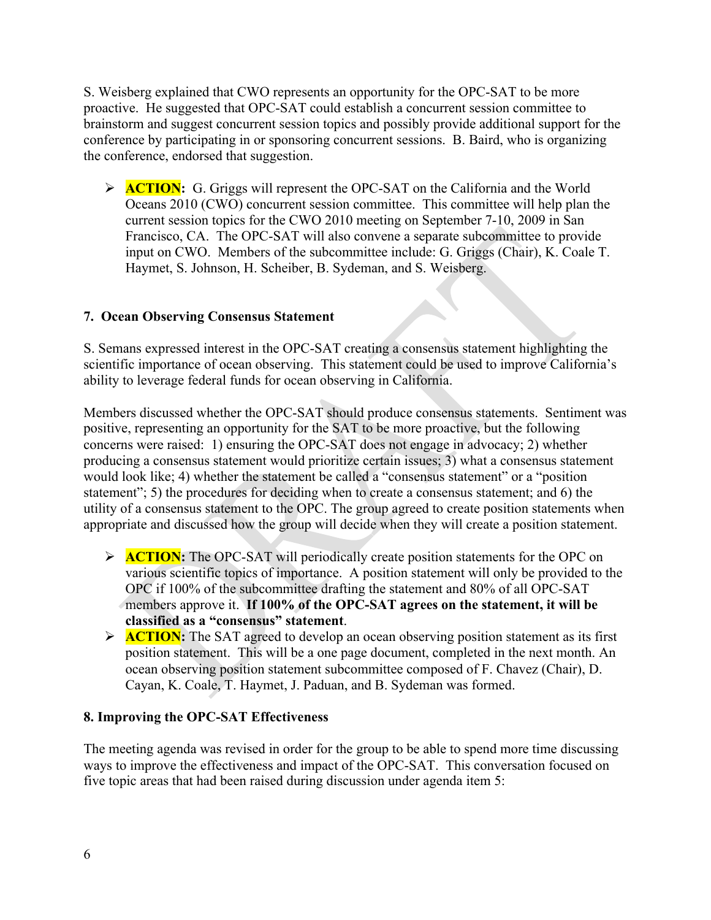S. Weisberg explained that CWO represents an opportunity for the OPC-SAT to be more proactive. He suggested that OPC-SAT could establish a concurrent session committee to brainstorm and suggest concurrent session topics and possibly provide additional support for the conference by participating in or sponsoring concurrent sessions. B. Baird, who is organizing the conference, endorsed that suggestion.

- **ACTION:** G. Griggs will represent the OPC-SAT on the California and the World Oceans 2010 (CWO) concurrent session committee. This committee will help plan the current session topics for the CWO 2010 meeting on September 7-10, 2009 in San Francisco, CA. The OPC-SAT will also convene a separate subcommittee to provide input on CWO. Members of the subcommittee include: G. Griggs (Chair), K. Coale T. Haymet, S. Johnson, H. Scheiber, B. Sydeman, and S. Weisberg.

## 7. Ocean Observing Consensus Statement

S. Semans expressed interest in the OPC-SAT creating a consensus statement highlighting the scientific importance of ocean observing. This statement could be used to improve California's ability to leverage federal funds for ocean observing in California.

Members discussed whether the OPC-SAT should produce consensus statements. Sentiment was positive, representing an opportunity for the SAT to be more proactive, but the following concerns were raised: 1) ensuring the OPC-SAT does not engage in advocacy; 2) whether producing a consensus statement would prioritize certain issues; 3) what a consensus statement would look like; 4) whether the statement be called a "consensus statement" or a "position statement"; 5) the procedures for deciding when to create a consensus statement; and 6) the utility of a consensus statement to the OPC. The group agreed to create position statements when appropriate and discussed how the group will decide when they will create a position statement.

- **ACTION:** The OPC-SAT will periodically create position statements for the OPC on various scientific topics of importance. A position statement will only be provided to the OPC if 100% of the subcommittee drafting the statement and 80% of all OPC-SAT members approve it. **If 100% of the OPC-SAT agrees on the statement, it will be classified as a "consensus" statement**.
- **ACTION:** The SAT agreed to develop an ocean observing position statement as its first position statement. This will be a one page document, completed in the next month. An ocean observing position statement subcommittee composed of F. Chavez (Chair), D. Cayan, K. Coale, T. Haymet, J. Paduan, and B. Sydeman was formed.

## 8. Improving the OPC-SAT Effectiveness

The meeting agenda was revised in order for the group to be able to spend more time discussing ways to improve the effectiveness and impact of the OPC-SAT. This conversation focused on five topic areas that had been raised during discussion under agenda item 5: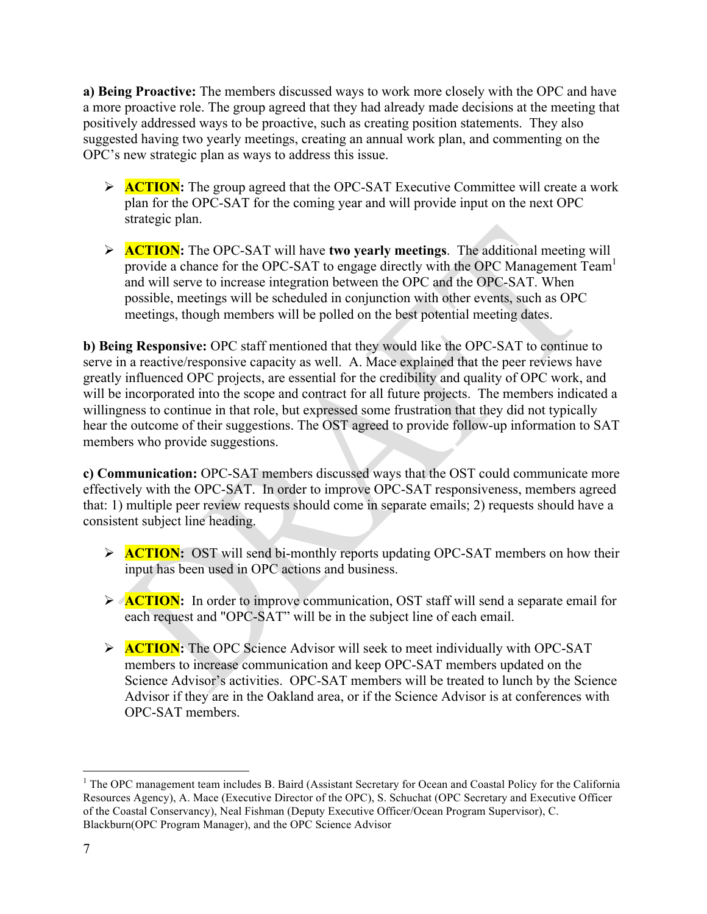**a) Being Proactive:** The members discussed ways to work more closely with the OPC and have a more proactive role. The group agreed that they had already made decisions at the meeting that positively addressed ways to be proactive, such as creating position statements. They also suggested having two yearly meetings, creating an annual work plan, and commenting on the OPC's new strategic plan as ways to address this issue.

- **ACTION:** The group agreed that the OPC-SAT Executive Committee will create a work plan for the OPC-SAT for the coming year and will provide input on the next OPC strategic plan.

- **ACTION:** The OPC-SAT will have **two yearly meetings**. The additional meeting will provide a chance for the OPC-SAT to engage directly with the OPC Management Team[1] and will serve to increase integration between the OPC and the OPC-SAT. When possible, meetings will be scheduled in conjunction with other events, such as OPC meetings, though members will be polled on the best potential meeting dates.

**b) Being Responsive:** OPC staff mentioned that they would like the OPC-SAT to continue to serve in a reactive/responsive capacity as well. A. Mace explained that the peer reviews have greatly influenced OPC projects, are essential for the credibility and quality of OPC work, and will be incorporated into the scope and contract for all future projects. The members indicated a willingness to continue in that role, but expressed some frustration that they did not typically hear the outcome of their suggestions. The OST agreed to provide follow-up information to SAT members who provide suggestions.

**c) Communication:** OPC-SAT members discussed ways that the OST could communicate more effectively with the OPC-SAT. In order to improve OPC-SAT responsiveness, members agreed that: 1) multiple peer review requests should come in separate emails; 2) requests should have a consistent subject line heading.

- **ACTION:** OST will send bi-monthly reports updating OPC-SAT members on how their input has been used in OPC actions and business.

- **ACTION:** In order to improve communication, OST staff will send a separate email for each request and "OPC-SAT" will be in the subject line of each email.

- **ACTION:** The OPC Science Advisor will seek to meet individually with OPC-SAT members to increase communication and keep OPC-SAT members updated on the Science Advisor's activities. OPC-SAT members will be treated to lunch by the Science Advisor if they are in the Oakland area, or if the Science Advisor is at conferences with OPC-SAT members.

---

[1] The OPC management team includes B. Baird (Assistant Secretary for Ocean and Coastal Policy for the California Resources Agency), A. Mace (Executive Director of the OPC), S. Schuchat (OPC Secretary and Executive Officer of the Coastal Conservancy), Neal Fishman (Deputy Executive Officer/Ocean Program Supervisor), C. Blackburn(OPC Program Manager), and the OPC Science Advisor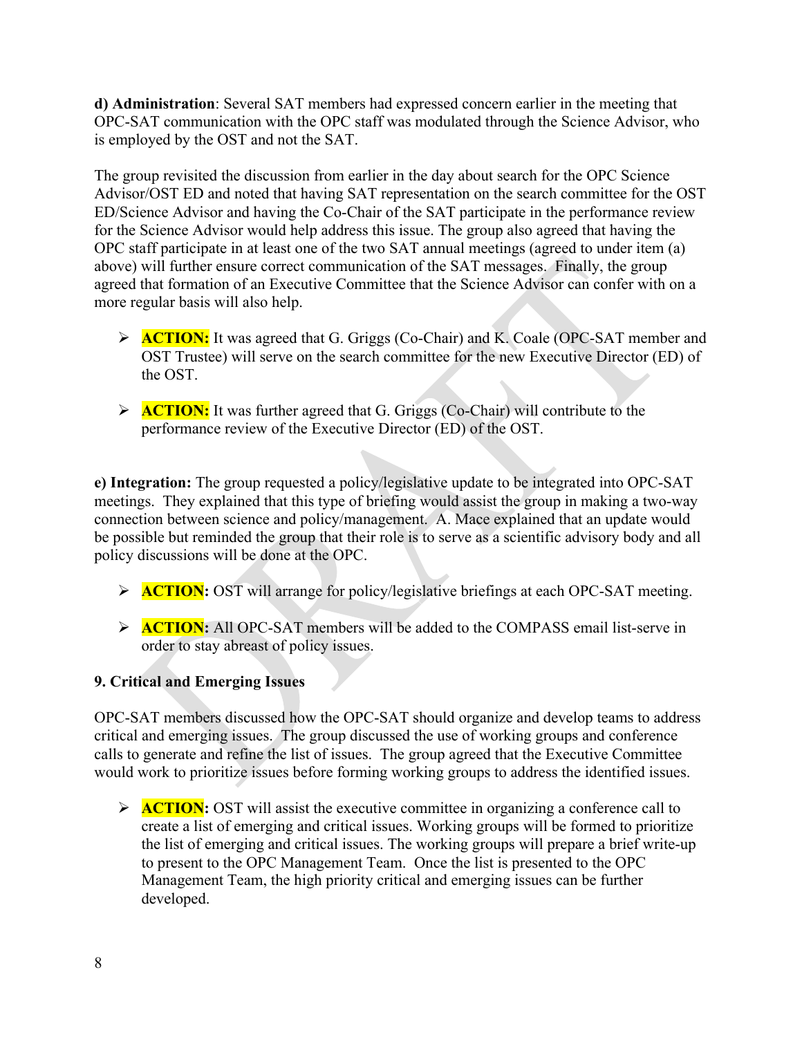**d) Administration**: Several SAT members had expressed concern earlier in the meeting that OPC-SAT communication with the OPC staff was modulated through the Science Advisor, who is employed by the OST and not the SAT.

The group revisited the discussion from earlier in the day about search for the OPC Science Advisor/OST ED and noted that having SAT representation on the search committee for the OST ED/Science Advisor and having the Co-Chair of the SAT participate in the performance review for the Science Advisor would help address this issue. The group also agreed that having the OPC staff participate in at least one of the two SAT annual meetings (agreed to under item (a) above) will further ensure correct communication of the SAT messages. Finally, the group agreed that formation of an Executive Committee that the Science Advisor can confer with on a more regular basis will also help.

- **ACTION:** It was agreed that G. Griggs (Co-Chair) and K. Coale (OPC-SAT member and OST Trustee) will serve on the search committee for the new Executive Director (ED) of the OST.

- **ACTION:** It was further agreed that G. Griggs (Co-Chair) will contribute to the performance review of the Executive Director (ED) of the OST.

**e) Integration:** The group requested a policy/legislative update to be integrated into OPC-SAT meetings. They explained that this type of briefing would assist the group in making a two-way connection between science and policy/management. A. Mace explained that an update would be possible but reminded the group that their role is to serve as a scientific advisory body and all policy discussions will be done at the OPC.

- **ACTION**: OST will arrange for policy/legislative briefings at each OPC-SAT meeting.

- **ACTION:** All OPC-SAT members will be added to the COMPASS email list-serve in order to stay abreast of policy issues.

**9. Critical and Emerging Issues**

OPC-SAT members discussed how the OPC-SAT should organize and develop teams to address critical and emerging issues. The group discussed the use of working groups and conference calls to generate and refine the list of issues. The group agreed that the Executive Committee would work to prioritize issues before forming working groups to address the identified issues.

- **ACTION**: OST will assist the executive committee in organizing a conference call to create a list of emerging and critical issues. Working groups will be formed to prioritize the list of emerging and critical issues. The working groups will prepare a brief write-up to present to the OPC Management Team. Once the list is presented to the OPC Management Team, the high priority critical and emerging issues can be further developed.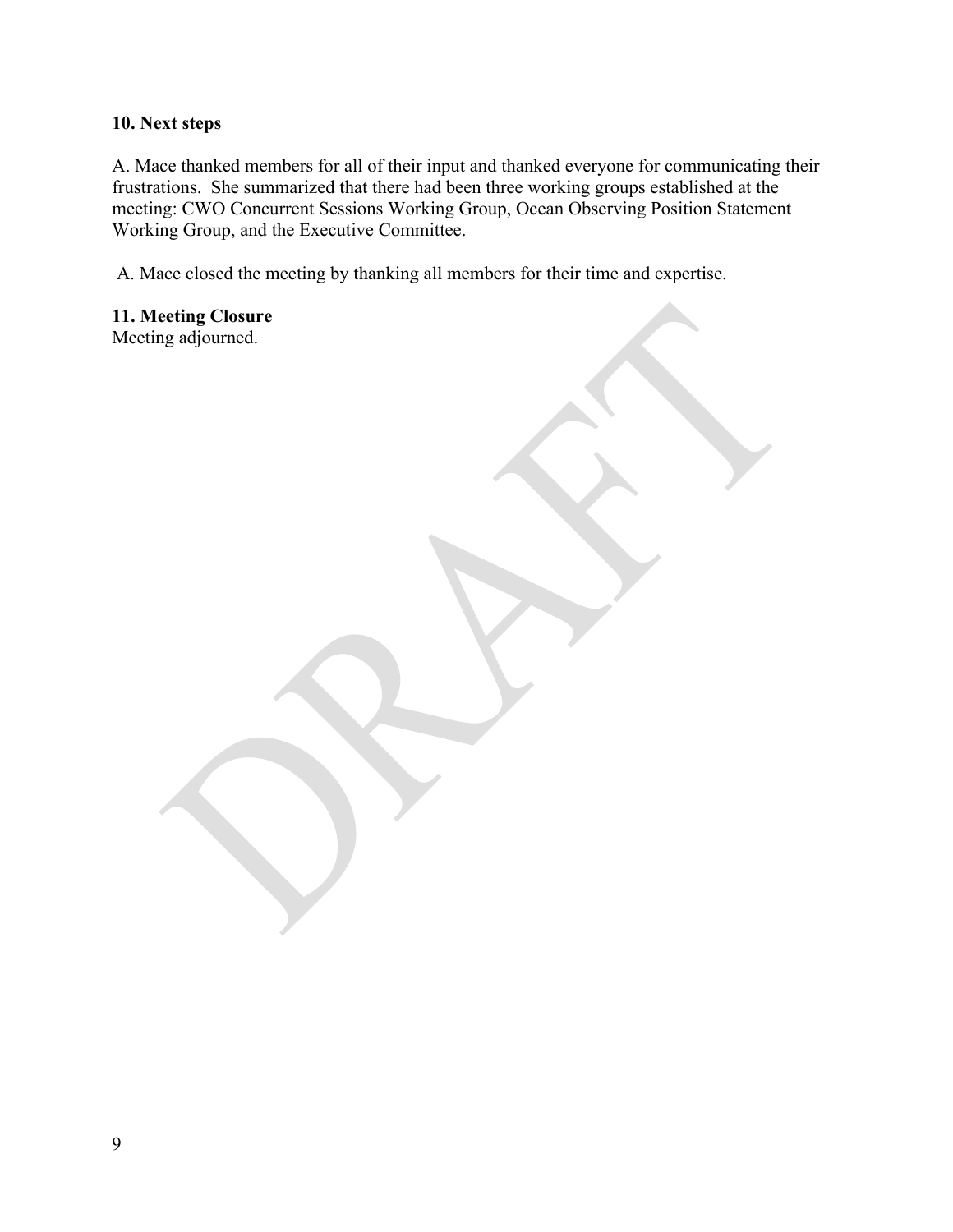**10. Next steps**

A. Mace thanked members for all of their input and thanked everyone for communicating their frustrations. She summarized that there had been three working groups established at the meeting: CWO Concurrent Sessions Working Group, Ocean Observing Position Statement Working Group, and the Executive Committee.

A. Mace closed the meeting by thanking all members for their time and expertise.

**11. Meeting Closure**

Meeting adjourned.